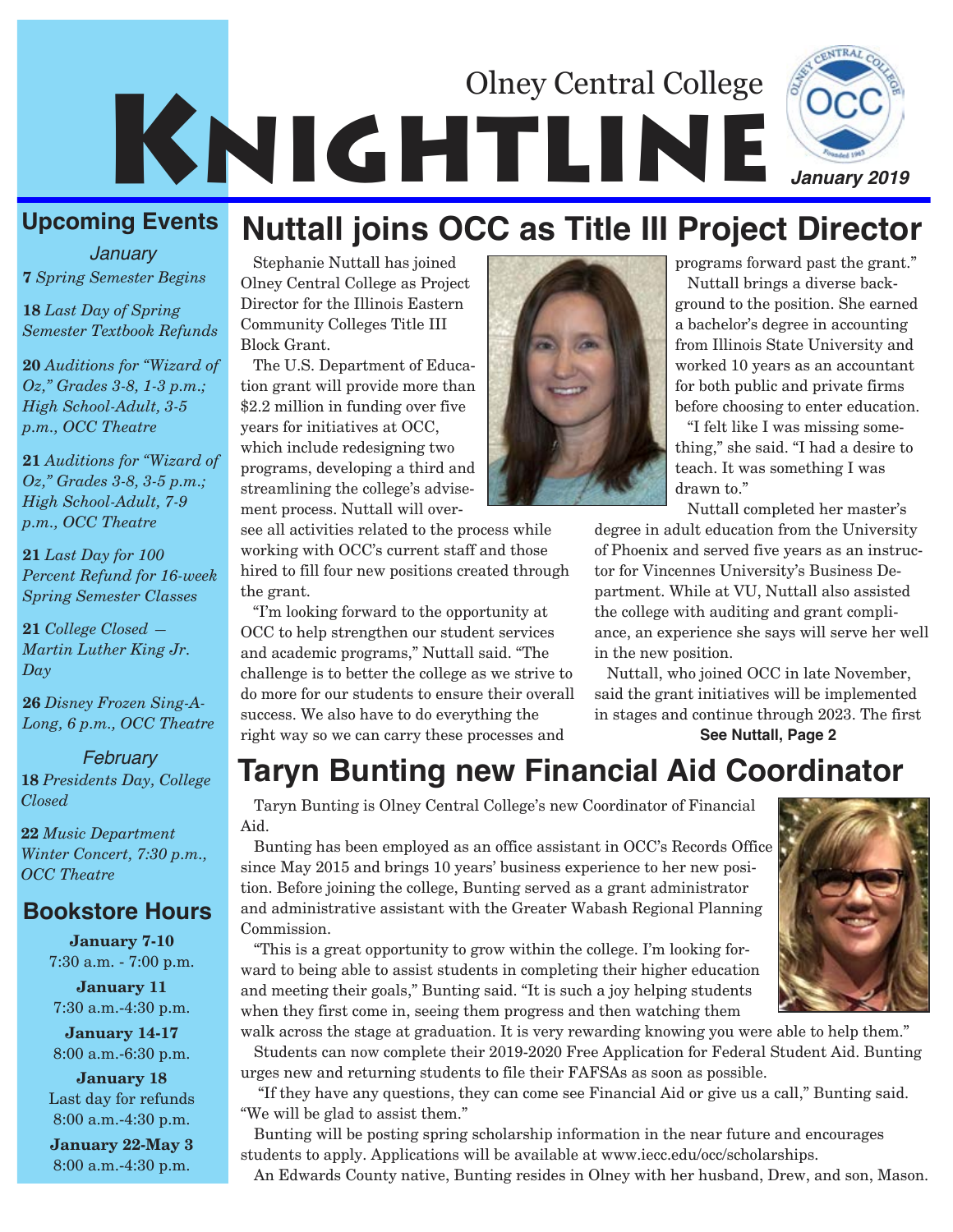# Olney Central College Knightline

January 2019

## Upcoming Events

### January

**7** *Spring Semester Begins*

**18** *Last Day of Spring Semester Textbook Refunds*

**20** *Auditions for "Wizard of Oz," Grades 3-8, 1-3 p.m.; High School-Adult, 3-5 p.m., OCC Theatre*

**21** *Auditions for "Wizard of Oz," Grades 3-8, 3-5 p.m.; High School-Adult, 7-9 p.m., OCC Theatre*

**21** *Last Day for 100 Percent Refund for 16-week Spring Semester Classes*

**21** *College Closed — Martin Luther King Jr. Day*

**26** *Disney Frozen Sing-A-Long, 6 p.m., OCC Theatre*

### February

**18** *Presidents Day, College Closed*

**22** *Music Department Winter Concert, 7:30 p.m., OCC Theatre*

## Bookstore Hours

**January 7-10**
7:30 a.m. - 7:00 p.m.

**January 11**
7:30 a.m.-4:30 p.m.

**January 14-17**
8:00 a.m.-6:30 p.m.

**January 18**
Last day for refunds
8:00 a.m.-4:30 p.m.

**January 22-May 3**
8:00 a.m.-4:30 p.m.

# Nuttall joins OCC as Title III Project Director

Stephanie Nuttall has joined Olney Central College as Project Director for the Illinois Eastern Community Colleges Title III Block Grant.

The U.S. Department of Education grant will provide more than $2.2 million in funding over five years for initiatives at OCC, which include redesigning two programs, developing a third and streamlining the college's advisement process. Nuttall will oversee all activities related to the process while working with OCC's current staff and those hired to fill four new positions created through the grant.

"I'm looking forward to the opportunity at OCC to help strengthen our student services and academic programs," Nuttall said. "The challenge is to better the college as we strive to do more for our students to ensure their overall success. We also have to do everything the right way so we can carry these processes and programs forward past the grant."

Nuttall brings a diverse background to the position. She earned a bachelor's degree in accounting from Illinois State University and worked 10 years as an accountant for both public and private firms before choosing to enter education.

"I felt like I was missing something," she said. "I had a desire to teach. It was something I was drawn to."

Nuttall completed her master's degree in adult education from the University of Phoenix and served five years as an instructor for Vincennes University's Business Department. While at VU, Nuttall also assisted the college with auditing and grant compliance, an experience she says will serve her well in the new position.

Nuttall, who joined OCC in late November, said the grant initiatives will be implemented in stages and continue through 2023. The first

**See Nuttall, Page 2**

# Taryn Bunting new Financial Aid Coordinator

Taryn Bunting is Olney Central College's new Coordinator of Financial Aid.

Bunting has been employed as an office assistant in OCC's Records Office since May 2015 and brings 10 years' business experience to her new position. Before joining the college, Bunting served as a grant administrator and administrative assistant with the Greater Wabash Regional Planning Commission.

"This is a great opportunity to grow within the college. I'm looking forward to being able to assist students in completing their higher education and meeting their goals," Bunting said. "It is such a joy helping students when they first come in, seeing them progress and then watching them walk across the stage at graduation. It is very rewarding knowing you were able to help them."

Students can now complete their 2019-2020 Free Application for Federal Student Aid. Bunting urges new and returning students to file their FAFSAs as soon as possible.

"If they have any questions, they can come see Financial Aid or give us a call," Bunting said. "We will be glad to assist them."

Bunting will be posting spring scholarship information in the near future and encourages students to apply. Applications will be available at www.iecc.edu/occ/scholarships.

An Edwards County native, Bunting resides in Olney with her husband, Drew, and son, Mason.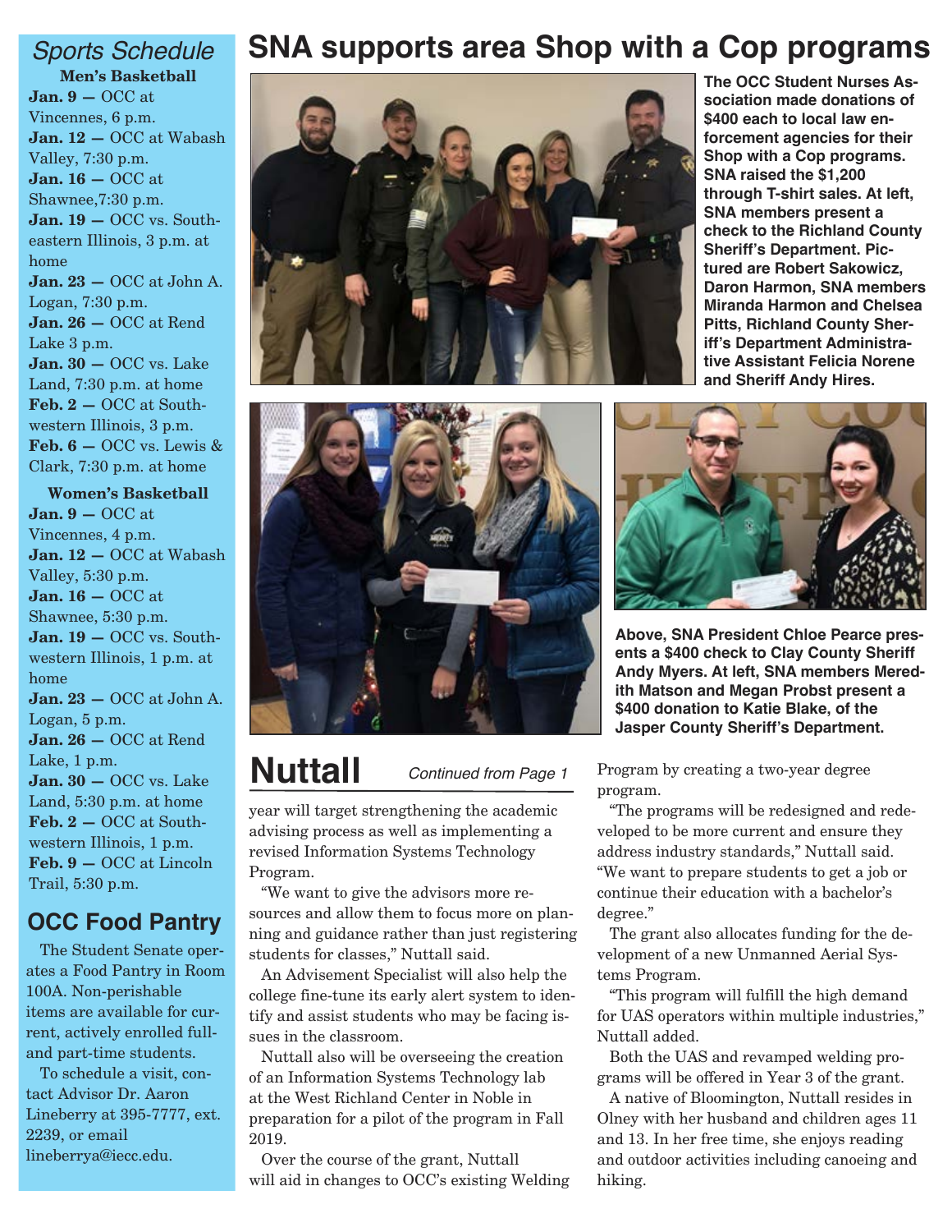## Sports Schedule

**Men's Basketball**

**Jan. 9 —** OCC at Vincennes, 6 p.m.
**Jan. 12 —** OCC at Wabash Valley, 7:30 p.m.
**Jan. 16 —** OCC at Shawnee,7:30 p.m.
**Jan. 19 —** OCC vs. Southeastern Illinois, 3 p.m. at home
**Jan. 23 —** OCC at John A. Logan, 7:30 p.m.
**Jan. 26 —** OCC at Rend Lake 3 p.m.
**Jan. 30 —** OCC vs. Lake Land, 7:30 p.m. at home
**Feb. 2 —** OCC at Southwestern Illinois, 3 p.m.
**Feb. 6 —** OCC vs. Lewis & Clark, 7:30 p.m. at home

**Women's Basketball**

**Jan. 9 —** OCC at Vincennes, 4 p.m.
**Jan. 12 —** OCC at Wabash Valley, 5:30 p.m.
**Jan. 16 —** OCC at Shawnee, 5:30 p.m.
**Jan. 19 —** OCC vs. Southwestern Illinois, 1 p.m. at home
**Jan. 23 —** OCC at John A. Logan, 5 p.m.
**Jan. 26 —** OCC at Rend Lake, 1 p.m.
**Jan. 30 —** OCC vs. Lake Land, 5:30 p.m. at home
**Feb. 2 —** OCC at Southwestern Illinois, 1 p.m.
**Feb. 9 —** OCC at Lincoln Trail, 5:30 p.m.

## OCC Food Pantry

The Student Senate operates a Food Pantry in Room 100A. Non-perishable items are available for current, actively enrolled full- and part-time students.

To schedule a visit, contact Advisor Dr. Aaron Lineberry at 395-7777, ext. 2239, or email lineberrya@iecc.edu.

# SNA supports area Shop with a Cop programs

**The OCC Student Nurses Association made donations of $400 each to local law enforcement agencies for their Shop with a Cop programs. SNA raised the $1,200 through T-shirt sales. At left, SNA members present a check to the Richland County Sheriff's Department. Pictured are Robert Sakowicz, Daron Harmon, SNA members Miranda Harmon and Chelsea Pitts, Richland County Sheriff's Department Administrative Assistant Felicia Norene and Sheriff Andy Hires.**

**Above, SNA President Chloe Pearce presents a $400 check to Clay County Sheriff Andy Myers. At left, SNA members Meredith Matson and Megan Probst present a $400 donation to Katie Blake, of the Jasper County Sheriff's Department.**

# Nuttall

*Continued from Page 1*

year will target strengthening the academic advising process as well as implementing a revised Information Systems Technology Program.

"We want to give the advisors more resources and allow them to focus more on planning and guidance rather than just registering students for classes," Nuttall said.

An Advisement Specialist will also help the college fine-tune its early alert system to identify and assist students who may be facing issues in the classroom.

Nuttall also will be overseeing the creation of an Information Systems Technology lab at the West Richland Center in Noble in preparation for a pilot of the program in Fall 2019.

Over the course of the grant, Nuttall will aid in changes to OCC's existing Welding Program by creating a two-year degree program.

"The programs will be redesigned and redeveloped to be more current and ensure they address industry standards," Nuttall said. "We want to prepare students to get a job or continue their education with a bachelor's degree."

The grant also allocates funding for the development of a new Unmanned Aerial Systems Program.

"This program will fulfill the high demand for UAS operators within multiple industries," Nuttall added.

Both the UAS and revamped welding programs will be offered in Year 3 of the grant.

A native of Bloomington, Nuttall resides in Olney with her husband and children ages 11 and 13. In her free time, she enjoys reading and outdoor activities including canoeing and hiking.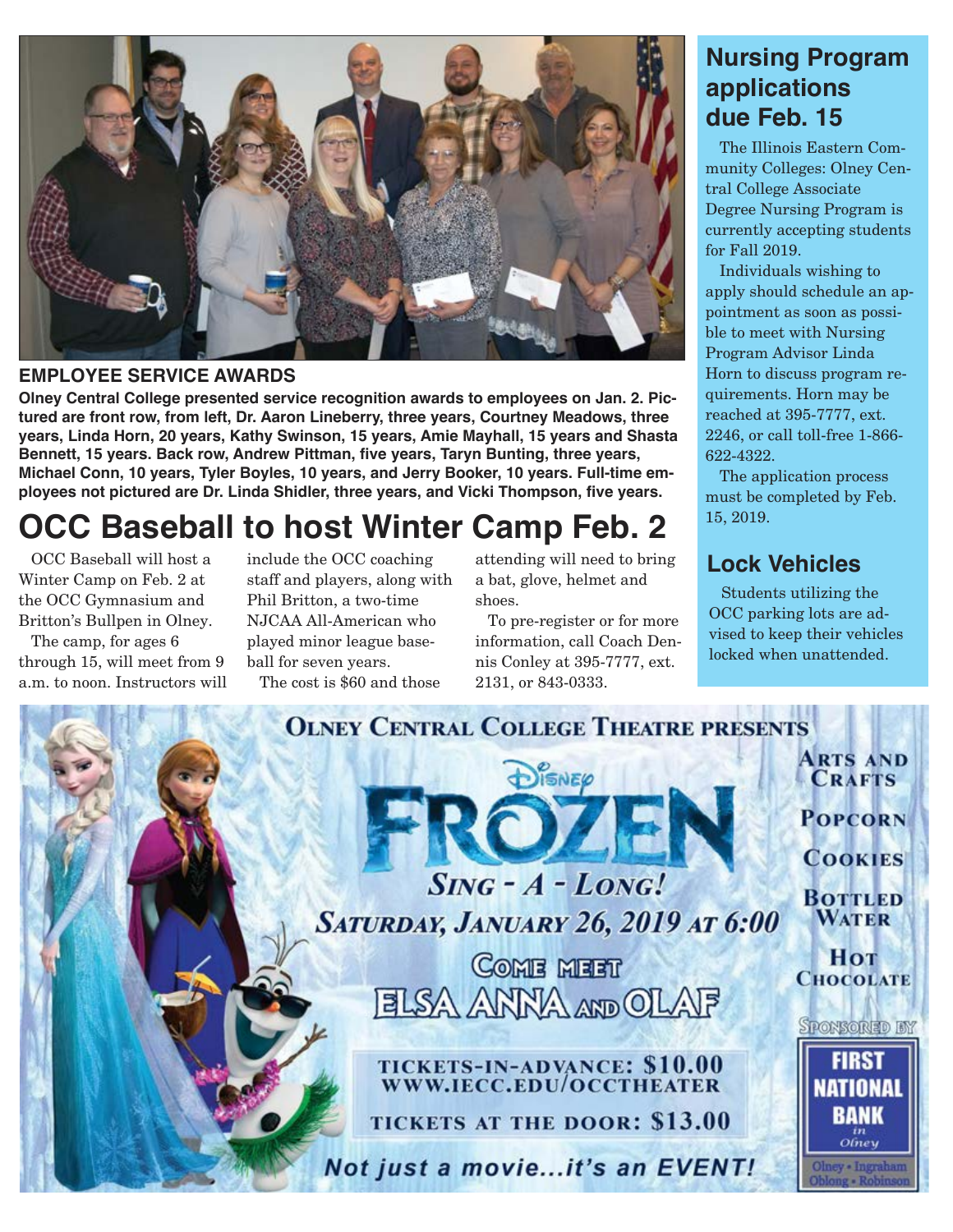## EMPLOYEE SERVICE AWARDS

**Olney Central College presented service recognition awards to employees on Jan. 2. Pictured are front row, from left, Dr. Aaron Lineberry, three years, Courtney Meadows, three years, Linda Horn, 20 years, Kathy Swinson, 15 years, Amie Mayhall, 15 years and Shasta Bennett, 15 years. Back row, Andrew Pittman, five years, Taryn Bunting, three years, Michael Conn, 10 years, Tyler Boyles, 10 years, and Jerry Booker, 10 years. Full-time employees not pictured are Dr. Linda Shidler, three years, and Vicki Thompson, five years.**

# OCC Baseball to host Winter Camp Feb. 2

OCC Baseball will host a Winter Camp on Feb. 2 at the OCC Gymnasium and Britton's Bullpen in Olney.

The camp, for ages 6 through 15, will meet from 9 a.m. to noon. Instructors will include the OCC coaching staff and players, along with Phil Britton, a two-time NJCAA All-American who played minor league baseball for seven years.

The cost is $60 and those attending will need to bring a bat, glove, helmet and shoes.

To pre-register or for more information, call Coach Dennis Conley at 395-7777, ext. 2131, or 843-0333.

## Nursing Program applications due Feb. 15

The Illinois Eastern Community Colleges: Olney Central College Associate Degree Nursing Program is currently accepting students for Fall 2019.

Individuals wishing to apply should schedule an appointment as soon as possible to meet with Nursing Program Advisor Linda Horn to discuss program requirements. Horn may be reached at 395-7777, ext. 2246, or call toll-free 1-866-622-4322.

The application process must be completed by Feb. 15, 2019.

## Lock Vehicles

Students utilizing the OCC parking lots are advised to keep their vehicles locked when unattended.

---

**OLNEY CENTRAL COLLEGE THEATRE PRESENTS**

**DISNEY FROZEN**

*SING - A - LONG!*

*SATURDAY, JANUARY 26, 2019 AT 6:00*

COME MEET ELSA ANNA AND OLAF

TICKETS-IN-ADVANCE: $10.00
WWW.IECC.EDU/OCCTHEATER

TICKETS AT THE DOOR: $13.00

*Not just a movie...it's an EVENT!*

ARTS AND CRAFTS
POPCORN
COOKIES
BOTTLED WATER
HOT CHOCOLATE

SPONSORED BY
FIRST NATIONAL BANK in Olney
Olney • Ingraham
Oblong • Robinson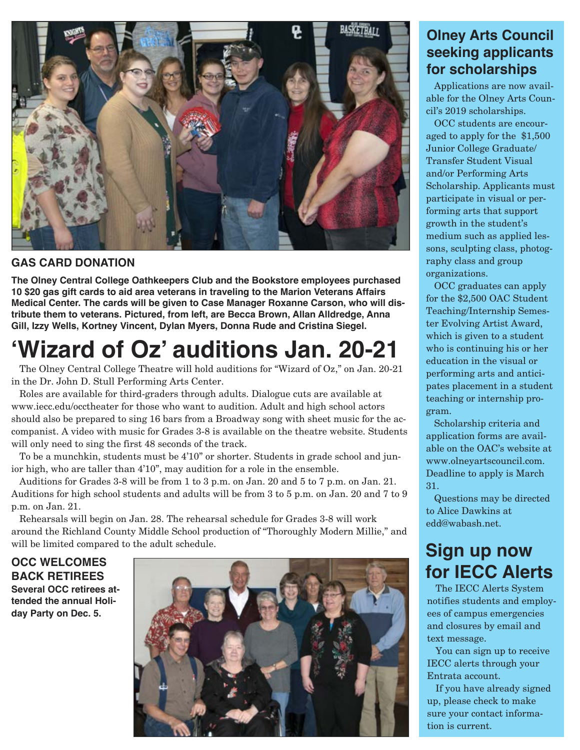### GAS CARD DONATION

**The Olney Central College Oathkeepers Club and the Bookstore employees purchased 10 $20 gas gift cards to aid area veterans in traveling to the Marion Veterans Affairs Medical Center. The cards will be given to Case Manager Roxanne Carson, who will distribute them to veterans. Pictured, from left, are Becca Brown, Allan Alldredge, Anna Gill, Izzy Wells, Kortney Vincent, Dylan Myers, Donna Rude and Cristina Siegel.**

# 'Wizard of Oz' auditions Jan. 20-21

The Olney Central College Theatre will hold auditions for "Wizard of Oz," on Jan. 20-21 in the Dr. John D. Stull Performing Arts Center.

Roles are available for third-graders through adults. Dialogue cuts are available at www.iecc.edu/occtheater for those who want to audition. Adult and high school actors should also be prepared to sing 16 bars from a Broadway song with sheet music for the accompanist. A video with music for Grades 3-8 is available on the theatre website. Students will only need to sing the first 48 seconds of the track.

To be a munchkin, students must be 4'10" or shorter. Students in grade school and junior high, who are taller than 4'10", may audition for a role in the ensemble.

Auditions for Grades 3-8 will be from 1 to 3 p.m. on Jan. 20 and 5 to 7 p.m. on Jan. 21. Auditions for high school students and adults will be from 3 to 5 p.m. on Jan. 20 and 7 to 9 p.m. on Jan. 21.

Rehearsals will begin on Jan. 28. The rehearsal schedule for Grades 3-8 will work around the Richland County Middle School production of "Thoroughly Modern Millie," and will be limited compared to the adult schedule.

### OCC WELCOMES BACK RETIREES

**Several OCC retirees attended the annual Holiday Party on Dec. 5.**

## Olney Arts Council seeking applicants for scholarships

Applications are now available for the Olney Arts Council's 2019 scholarships.

OCC students are encouraged to apply for the $1,500 Junior College Graduate/ Transfer Student Visual and/or Performing Arts Scholarship. Applicants must participate in visual or performing arts that support growth in the student's medium such as applied lessons, sculpting class, photography class and group organizations.

OCC graduates can apply for the $2,500 OAC Student Teaching/Internship Semester Evolving Artist Award, which is given to a student who is continuing his or her education in the visual or performing arts and anticipates placement in a student teaching or internship program.

Scholarship criteria and application forms are available on the OAC's website at www.olneyartscouncil.com. Deadline to apply is March 31.

Questions may be directed to Alice Dawkins at edd@wabash.net.

## Sign up now for IECC Alerts

The IECC Alerts System notifies students and employees of campus emergencies and closures by email and text message.

You can sign up to receive IECC alerts through your Entrata account.

If you have already signed up, please check to make sure your contact information is current.